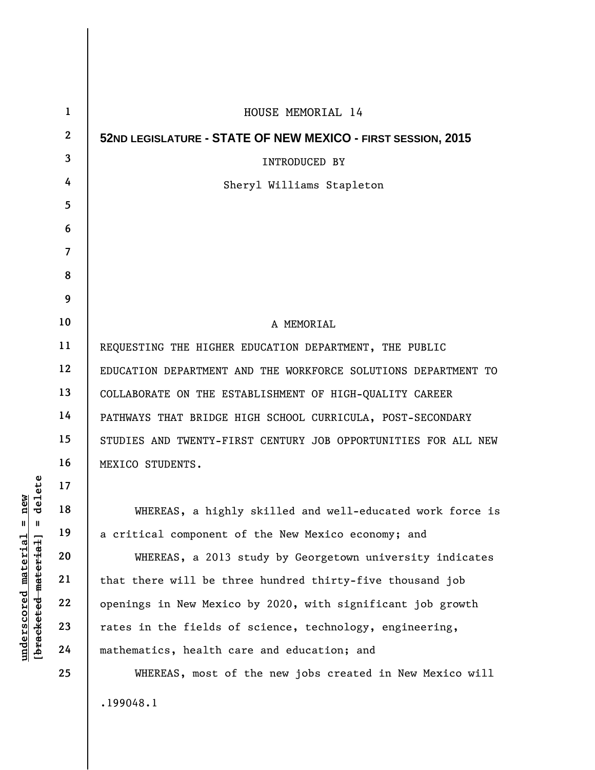HOUSE MEMORIAL 14

**52ND LEGISLATURE - STATE OF NEW MEXICO - FIRST SESSION, 2015**

INTRODUCED BY

Sheryl Williams Stapleton

A MEMORIAL

REQUESTING THE HIGHER EDUCATION DEPARTMENT, THE PUBLIC EDUCATION DEPARTMENT AND THE WORKFORCE SOLUTIONS DEPARTMENT TO COLLABORATE ON THE ESTABLISHMENT OF HIGH-QUALITY CAREER PATHWAYS THAT BRIDGE HIGH SCHOOL CURRICULA, POST-SECONDARY STUDIES AND TWENTY-FIRST CENTURY JOB OPPORTUNITIES FOR ALL NEW MEXICO STUDENTS.

WHEREAS, a highly skilled and well-educated work force is a critical component of the New Mexico economy; and

WHEREAS, a 2013 study by Georgetown university indicates that there will be three hundred thirty-five thousand job openings in New Mexico by 2020, with significant job growth rates in the fields of science, technology, engineering, mathematics, health care and education; and

WHEREAS, most of the new jobs created in New Mexico will

.199048.1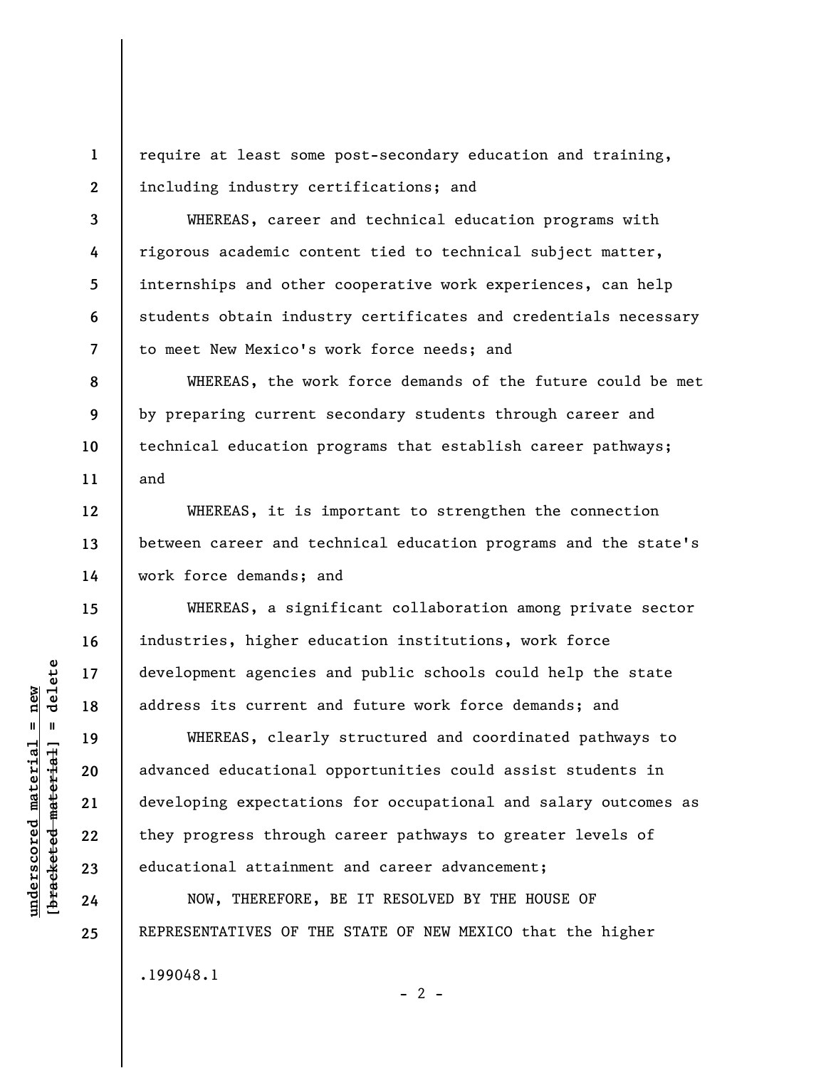require at least some post-secondary education and training, including industry certifications; and

WHEREAS, career and technical education programs with rigorous academic content tied to technical subject matter, internships and other cooperative work experiences, can help students obtain industry certificates and credentials necessary to meet New Mexico's work force needs; and

WHEREAS, the work force demands of the future could be met by preparing current secondary students through career and technical education programs that establish career pathways; and

WHEREAS, it is important to strengthen the connection between career and technical education programs and the state's work force demands; and

WHEREAS, a significant collaboration among private sector industries, higher education institutions, work force development agencies and public schools could help the state address its current and future work force demands; and

WHEREAS, clearly structured and coordinated pathways to advanced educational opportunities could assist students in developing expectations for occupational and salary outcomes as they progress through career pathways to greater levels of educational attainment and career advancement;

NOW, THEREFORE, BE IT RESOLVED BY THE HOUSE OF REPRESENTATIVES OF THE STATE OF NEW MEXICO that the higher

.199048.1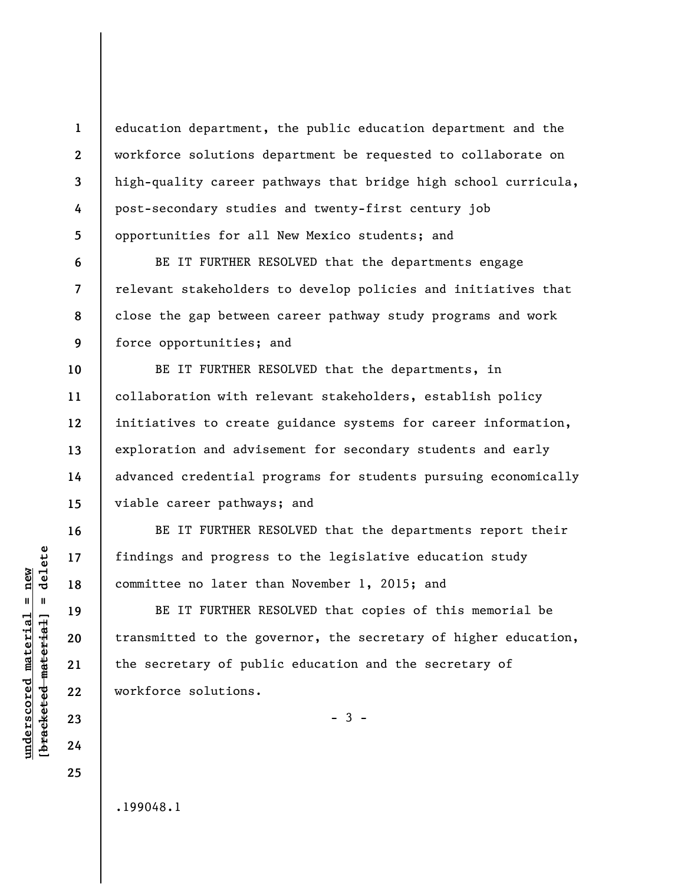education department, the public education department and the workforce solutions department be requested to collaborate on high-quality career pathways that bridge high school curricula, post-secondary studies and twenty-first century job opportunities for all New Mexico students; and

BE IT FURTHER RESOLVED that the departments engage relevant stakeholders to develop policies and initiatives that close the gap between career pathway study programs and work force opportunities; and

BE IT FURTHER RESOLVED that the departments, in collaboration with relevant stakeholders, establish policy initiatives to create guidance systems for career information, exploration and advisement for secondary students and early advanced credential programs for students pursuing economically viable career pathways; and

BE IT FURTHER RESOLVED that the departments report their findings and progress to the legislative education study committee no later than November 1, 2015; and

BE IT FURTHER RESOLVED that copies of this memorial be transmitted to the governor, the secretary of higher education, the secretary of public education and the secretary of workforce solutions.

.199048.1